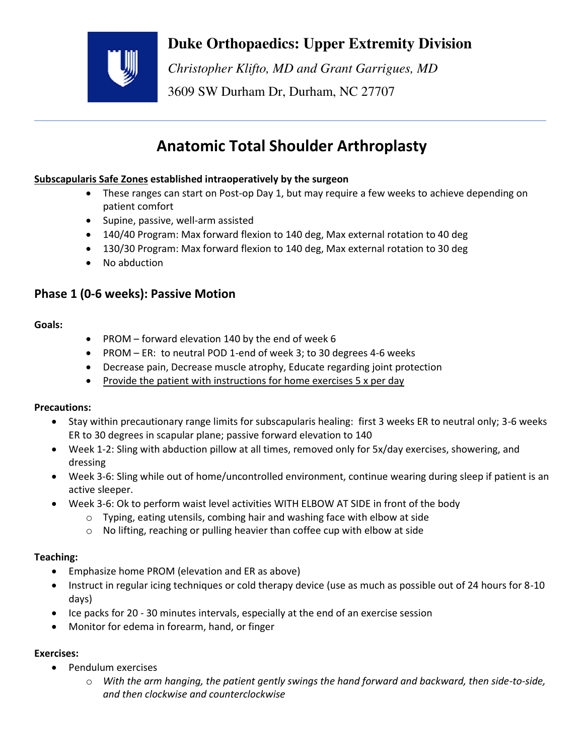**Duke Orthopaedics: Upper Extremity Division**

*Christopher Klifto, MD and Grant Garrigues, MD*

3609 SW Durham Dr, Durham, NC 27707

---

# Anatomic Total Shoulder Arthroplasty

**Subscapularis Safe Zones established intraoperatively by the surgeon**

- These ranges can start on Post-op Day 1, but may require a few weeks to achieve depending on patient comfort
- Supine, passive, well-arm assisted
- 140/40 Program: Max forward flexion to 140 deg, Max external rotation to 40 deg
- 130/30 Program: Max forward flexion to 140 deg, Max external rotation to 30 deg
- No abduction

## Phase 1 (0-6 weeks): Passive Motion

**Goals:**

- PROM – forward elevation 140 by the end of week 6
- PROM – ER: to neutral POD 1-end of week 3; to 30 degrees 4-6 weeks
- Decrease pain, Decrease muscle atrophy, Educate regarding joint protection
- Provide the patient with instructions for home exercises 5 x per day

**Precautions:**

- Stay within precautionary range limits for subscapularis healing: first 3 weeks ER to neutral only; 3-6 weeks ER to 30 degrees in scapular plane; passive forward elevation to 140
- Week 1-2: Sling with abduction pillow at all times, removed only for 5x/day exercises, showering, and dressing
- Week 3-6: Sling while out of home/uncontrolled environment, continue wearing during sleep if patient is an active sleeper.
- Week 3-6: Ok to perform waist level activities WITH ELBOW AT SIDE in front of the body
  - Typing, eating utensils, combing hair and washing face with elbow at side
  - No lifting, reaching or pulling heavier than coffee cup with elbow at side

**Teaching:**

- Emphasize home PROM (elevation and ER as above)
- Instruct in regular icing techniques or cold therapy device (use as much as possible out of 24 hours for 8-10 days)
- Ice packs for 20 - 30 minutes intervals, especially at the end of an exercise session
- Monitor for edema in forearm, hand, or finger

**Exercises:**

- Pendulum exercises
  - *With the arm hanging, the patient gently swings the hand forward and backward, then side-to-side, and then clockwise and counterclockwise*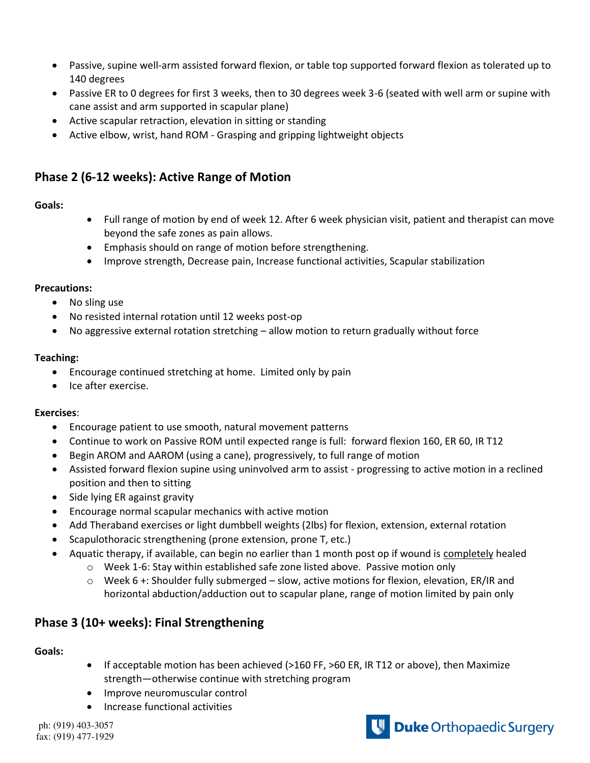- Passive, supine well-arm assisted forward flexion, or table top supported forward flexion as tolerated up to 140 degrees
- Passive ER to 0 degrees for first 3 weeks, then to 30 degrees week 3-6 (seated with well arm or supine with cane assist and arm supported in scapular plane)
- Active scapular retraction, elevation in sitting or standing
- Active elbow, wrist, hand ROM - Grasping and gripping lightweight objects

## Phase 2 (6-12 weeks): Active Range of Motion

**Goals:**

- Full range of motion by end of week 12. After 6 week physician visit, patient and therapist can move beyond the safe zones as pain allows.
- Emphasis should on range of motion before strengthening.
- Improve strength, Decrease pain, Increase functional activities, Scapular stabilization

**Precautions:**

- No sling use
- No resisted internal rotation until 12 weeks post-op
- No aggressive external rotation stretching – allow motion to return gradually without force

**Teaching:**

- Encourage continued stretching at home. Limited only by pain
- Ice after exercise.

**Exercises**:

- Encourage patient to use smooth, natural movement patterns
- Continue to work on Passive ROM until expected range is full: forward flexion 160, ER 60, IR T12
- Begin AROM and AAROM (using a cane), progressively, to full range of motion
- Assisted forward flexion supine using uninvolved arm to assist - progressing to active motion in a reclined position and then to sitting
- Side lying ER against gravity
- Encourage normal scapular mechanics with active motion
- Add Theraband exercises or light dumbbell weights (2lbs) for flexion, extension, external rotation
- Scapulothoracic strengthening (prone extension, prone T, etc.)
- Aquatic therapy, if available, can begin no earlier than 1 month post op if wound is <u>completely</u> healed
  - Week 1-6: Stay within established safe zone listed above. Passive motion only
  - Week 6 +: Shoulder fully submerged – slow, active motions for flexion, elevation, ER/IR and horizontal abduction/adduction out to scapular plane, range of motion limited by pain only

## Phase 3 (10+ weeks): Final Strengthening

**Goals:**

- If acceptable motion has been achieved (>160 FF, >60 ER, IR T12 or above), then Maximize strength—otherwise continue with stretching program
- Improve neuromuscular control
- Increase functional activities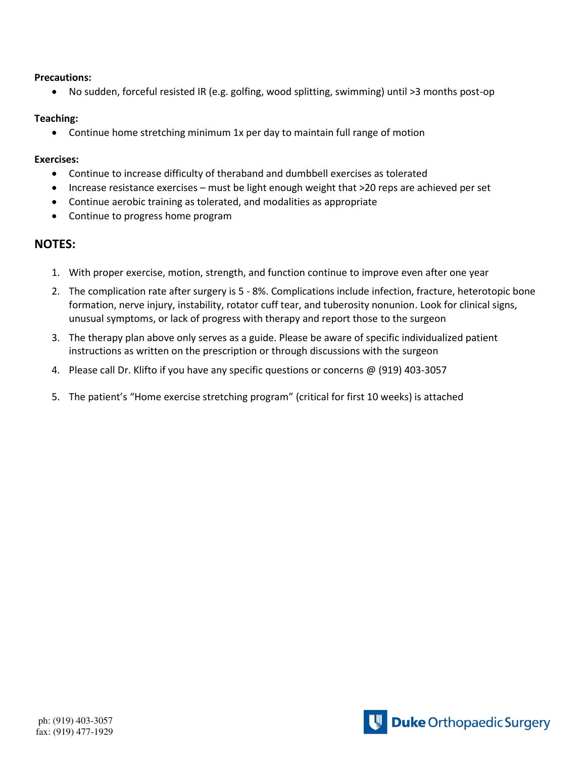**Precautions:**

- No sudden, forceful resisted IR (e.g. golfing, wood splitting, swimming) until >3 months post-op

**Teaching:**

- Continue home stretching minimum 1x per day to maintain full range of motion

**Exercises:**

- Continue to increase difficulty of theraband and dumbbell exercises as tolerated
- Increase resistance exercises – must be light enough weight that >20 reps are achieved per set
- Continue aerobic training as tolerated, and modalities as appropriate
- Continue to progress home program

## NOTES:

1. With proper exercise, motion, strength, and function continue to improve even after one year
2. The complication rate after surgery is 5 - 8%. Complications include infection, fracture, heterotopic bone formation, nerve injury, instability, rotator cuff tear, and tuberosity nonunion. Look for clinical signs, unusual symptoms, or lack of progress with therapy and report those to the surgeon
3. The therapy plan above only serves as a guide. Please be aware of specific individualized patient instructions as written on the prescription or through discussions with the surgeon
4. Please call Dr. Klifto if you have any specific questions or concerns @ (919) 403-3057
5. The patient's "Home exercise stretching program" (critical for first 10 weeks) is attached

ph: (919) 403-3057
fax: (919) 477-1929

Duke Orthopaedic Surgery